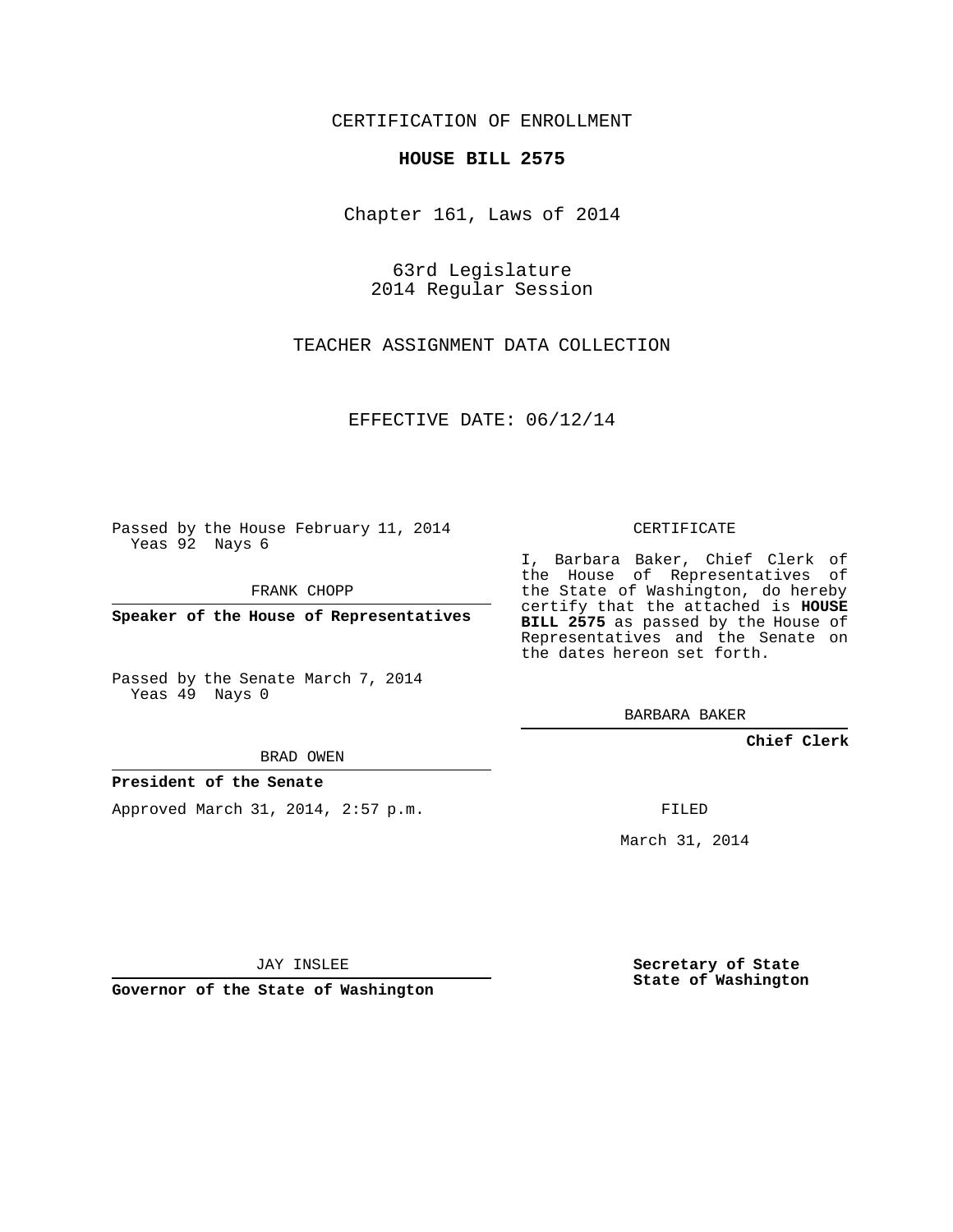CERTIFICATION OF ENROLLMENT

**HOUSE BILL 2575**

Chapter 161, Laws of 2014

63rd Legislature
2014 Regular Session

TEACHER ASSIGNMENT DATA COLLECTION

EFFECTIVE DATE: 06/12/14

Passed by the House February 11, 2014
Yeas 92 Nays 6

FRANK CHOPP

**Speaker of the House of Representatives**

Passed by the Senate March 7, 2014
Yeas 49 Nays 0

BRAD OWEN

**President of the Senate**

Approved March 31, 2014, 2:57 p.m.

JAY INSLEE

**Governor of the State of Washington**

CERTIFICATE

I, Barbara Baker, Chief Clerk of the House of Representatives of the State of Washington, do hereby certify that the attached is **HOUSE BILL 2575** as passed by the House of Representatives and the Senate on the dates hereon set forth.

BARBARA BAKER

**Chief Clerk**

FILED

March 31, 2014

**Secretary of State**
**State of Washington**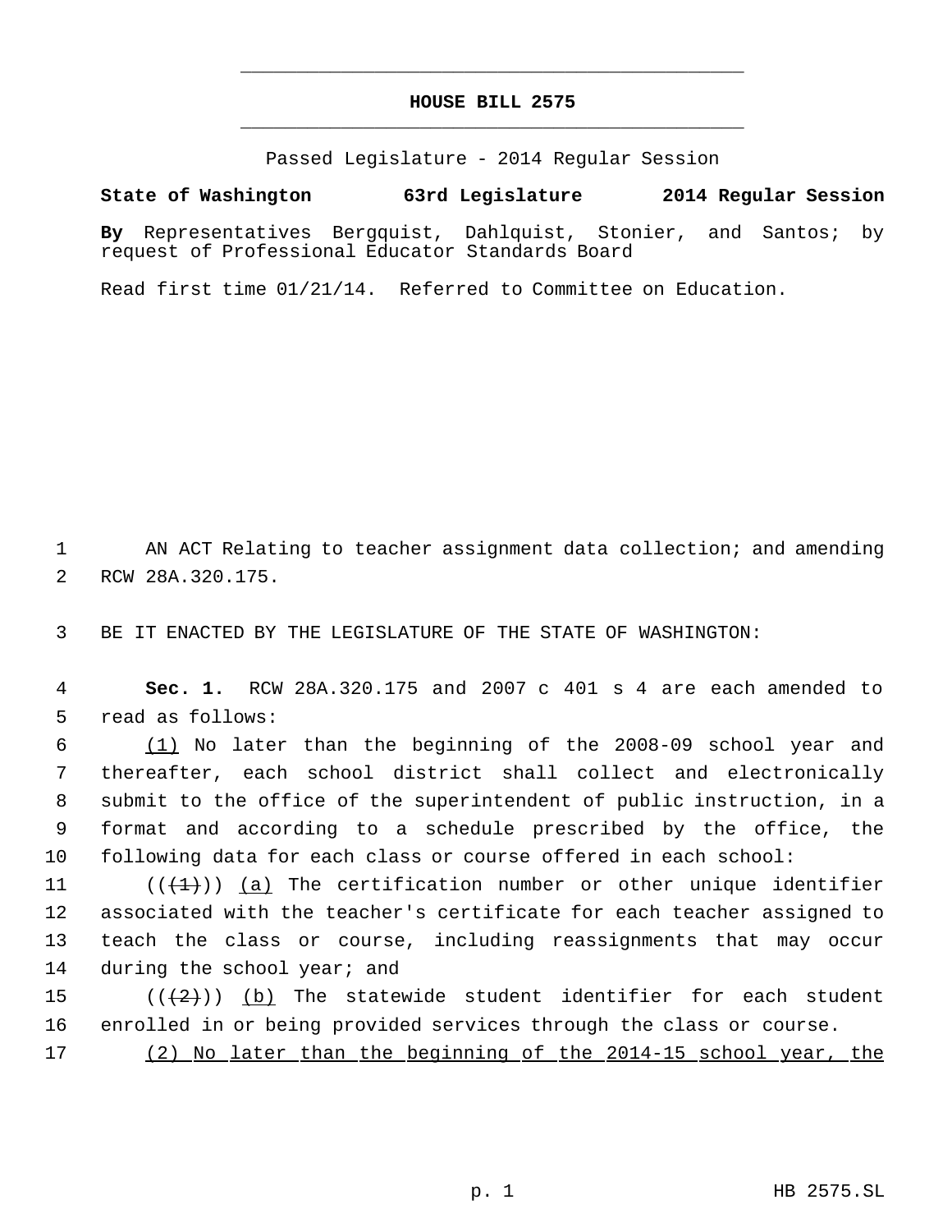# HOUSE BILL 2575

Passed Legislature - 2014 Regular Session

**State of Washington 63rd Legislature 2014 Regular Session**

**By** Representatives Bergquist, Dahlquist, Stonier, and Santos; by request of Professional Educator Standards Board

Read first time 01/21/14. Referred to Committee on Education.

AN ACT Relating to teacher assignment data collection; and amending RCW 28A.320.175.

BE IT ENACTED BY THE LEGISLATURE OF THE STATE OF WASHINGTON:

**Sec. 1.** RCW 28A.320.175 and 2007 c 401 s 4 are each amended to read as follows:

(1) No later than the beginning of the 2008-09 school year and thereafter, each school district shall collect and electronically submit to the office of the superintendent of public instruction, in a format and according to a schedule prescribed by the office, the following data for each class or course offered in each school:

(((1))) (a) The certification number or other unique identifier associated with the teacher's certificate for each teacher assigned to teach the class or course, including reassignments that may occur during the school year; and

(((2))) (b) The statewide student identifier for each student enrolled in or being provided services through the class or course.

(2) No later than the beginning of the 2014-15 school year, the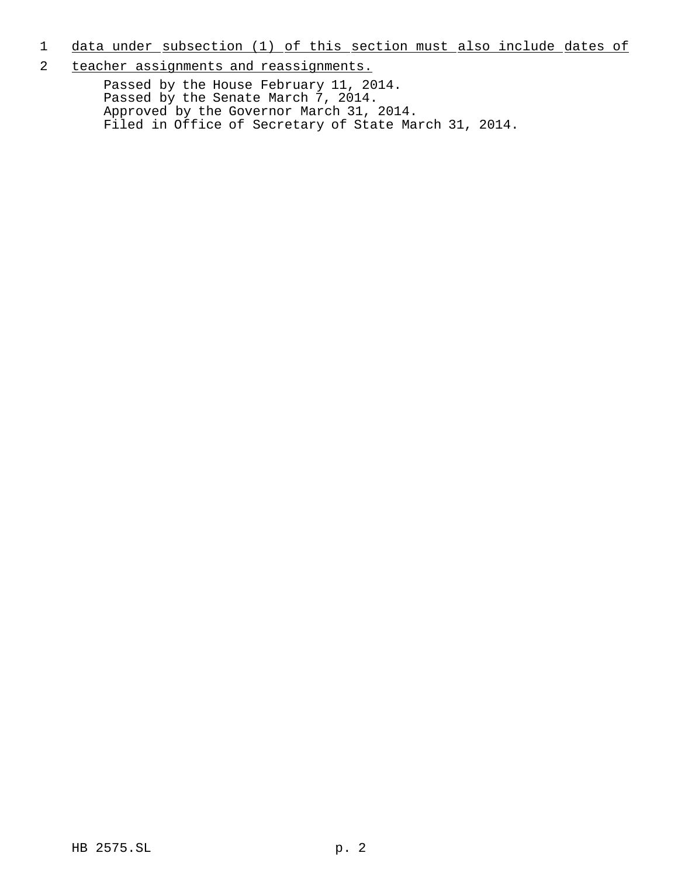data under subsection (1) of this section must also include dates of teacher assignments and reassignments.

Passed by the House February 11, 2014.
Passed by the Senate March 7, 2014.
Approved by the Governor March 31, 2014.
Filed in Office of Secretary of State March 31, 2014.